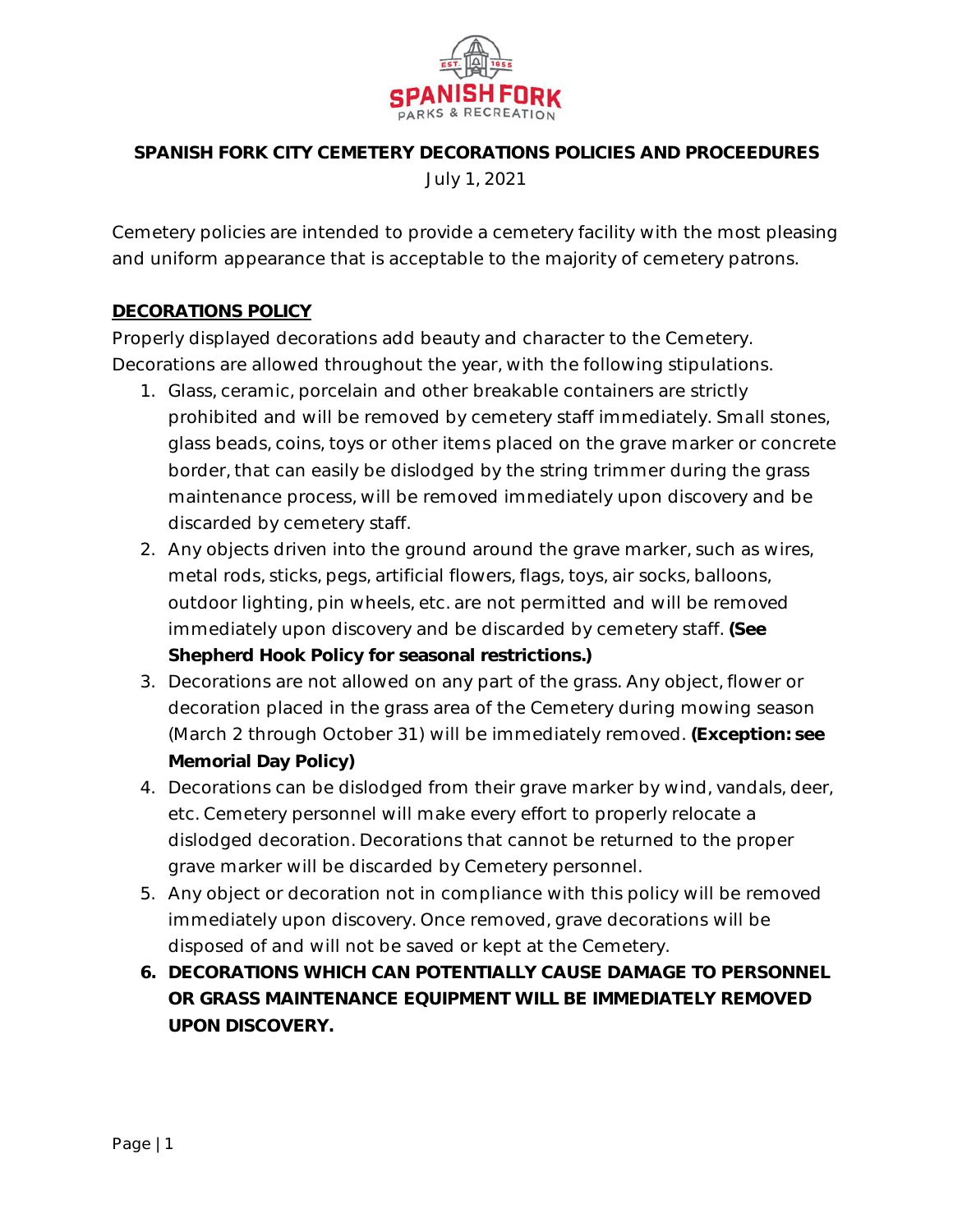**SPANISH FORK CITY CEMETERY DECORATIONS POLICIES AND PROCEEDURES**

July 1, 2021

Cemetery policies are intended to provide a cemetery facility with the most pleasing and uniform appearance that is acceptable to the majority of cemetery patrons.

## DECORATIONS POLICY

Properly displayed decorations add beauty and character to the Cemetery. Decorations are allowed throughout the year, with the following stipulations.

1. Glass, ceramic, porcelain and other breakable containers are strictly prohibited and will be removed by cemetery staff immediately. Small stones, glass beads, coins, toys or other items placed on the grave marker or concrete border, that can easily be dislodged by the string trimmer during the grass maintenance process, will be removed immediately upon discovery and be discarded by cemetery staff.
2. Any objects driven into the ground around the grave marker, such as wires, metal rods, sticks, pegs, artificial flowers, flags, toys, air socks, balloons, outdoor lighting, pin wheels, etc. are not permitted and will be removed immediately upon discovery and be discarded by cemetery staff. **(See Shepherd Hook Policy for seasonal restrictions.)**
3. Decorations are not allowed on any part of the grass. Any object, flower or decoration placed in the grass area of the Cemetery during mowing season (March 2 through October 31) will be immediately removed. **(Exception: see Memorial Day Policy)**
4. Decorations can be dislodged from their grave marker by wind, vandals, deer, etc. Cemetery personnel will make every effort to properly relocate a dislodged decoration. Decorations that cannot be returned to the proper grave marker will be discarded by Cemetery personnel.
5. Any object or decoration not in compliance with this policy will be removed immediately upon discovery. Once removed, grave decorations will be disposed of and will not be saved or kept at the Cemetery.
6. **DECORATIONS WHICH CAN POTENTIALLY CAUSE DAMAGE TO PERSONNEL OR GRASS MAINTENANCE EQUIPMENT WILL BE IMMEDIATELY REMOVED UPON DISCOVERY.**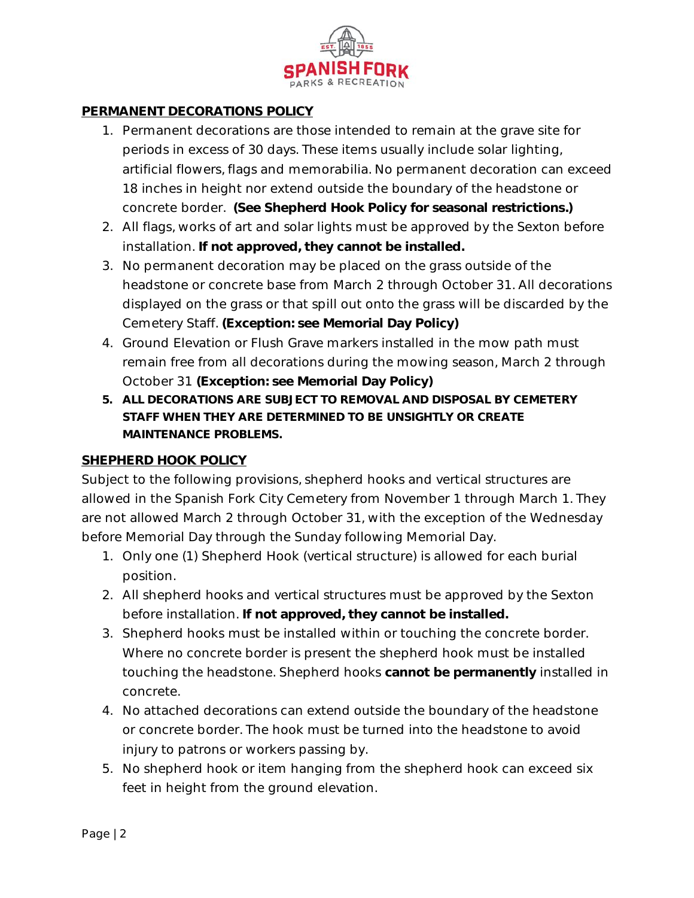## PERMANENT DECORATIONS POLICY

1. Permanent decorations are those intended to remain at the grave site for periods in excess of 30 days. These items usually include solar lighting, artificial flowers, flags and memorabilia. No permanent decoration can exceed 18 inches in height nor extend outside the boundary of the headstone or concrete border. **(See Shepherd Hook Policy for seasonal restrictions.)**
2. All flags, works of art and solar lights must be approved by the Sexton before installation. **If not approved, they cannot be installed.**
3. No permanent decoration may be placed on the grass outside of the headstone or concrete base from March 2 through October 31. All decorations displayed on the grass or that spill out onto the grass will be discarded by the Cemetery Staff. **(Exception: see Memorial Day Policy)**
4. Ground Elevation or Flush Grave markers installed in the mow path must remain free from all decorations during the mowing season, March 2 through October 31 **(Exception: see Memorial Day Policy)**
5. **ALL DECORATIONS ARE SUBJECT TO REMOVAL AND DISPOSAL BY CEMETERY STAFF WHEN THEY ARE DETERMINED TO BE UNSIGHTLY OR CREATE MAINTENANCE PROBLEMS.**

## SHEPHERD HOOK POLICY

Subject to the following provisions, shepherd hooks and vertical structures are allowed in the Spanish Fork City Cemetery from November 1 through March 1. They are not allowed March 2 through October 31, with the exception of the Wednesday before Memorial Day through the Sunday following Memorial Day.

1. Only one (1) Shepherd Hook (vertical structure) is allowed for each burial position.
2. All shepherd hooks and vertical structures must be approved by the Sexton before installation. **If not approved, they cannot be installed.**
3. Shepherd hooks must be installed within or touching the concrete border. Where no concrete border is present the shepherd hook must be installed touching the headstone. Shepherd hooks **cannot be permanently** installed in concrete.
4. No attached decorations can extend outside the boundary of the headstone or concrete border. The hook must be turned into the headstone to avoid injury to patrons or workers passing by.
5. No shepherd hook or item hanging from the shepherd hook can exceed six feet in height from the ground elevation.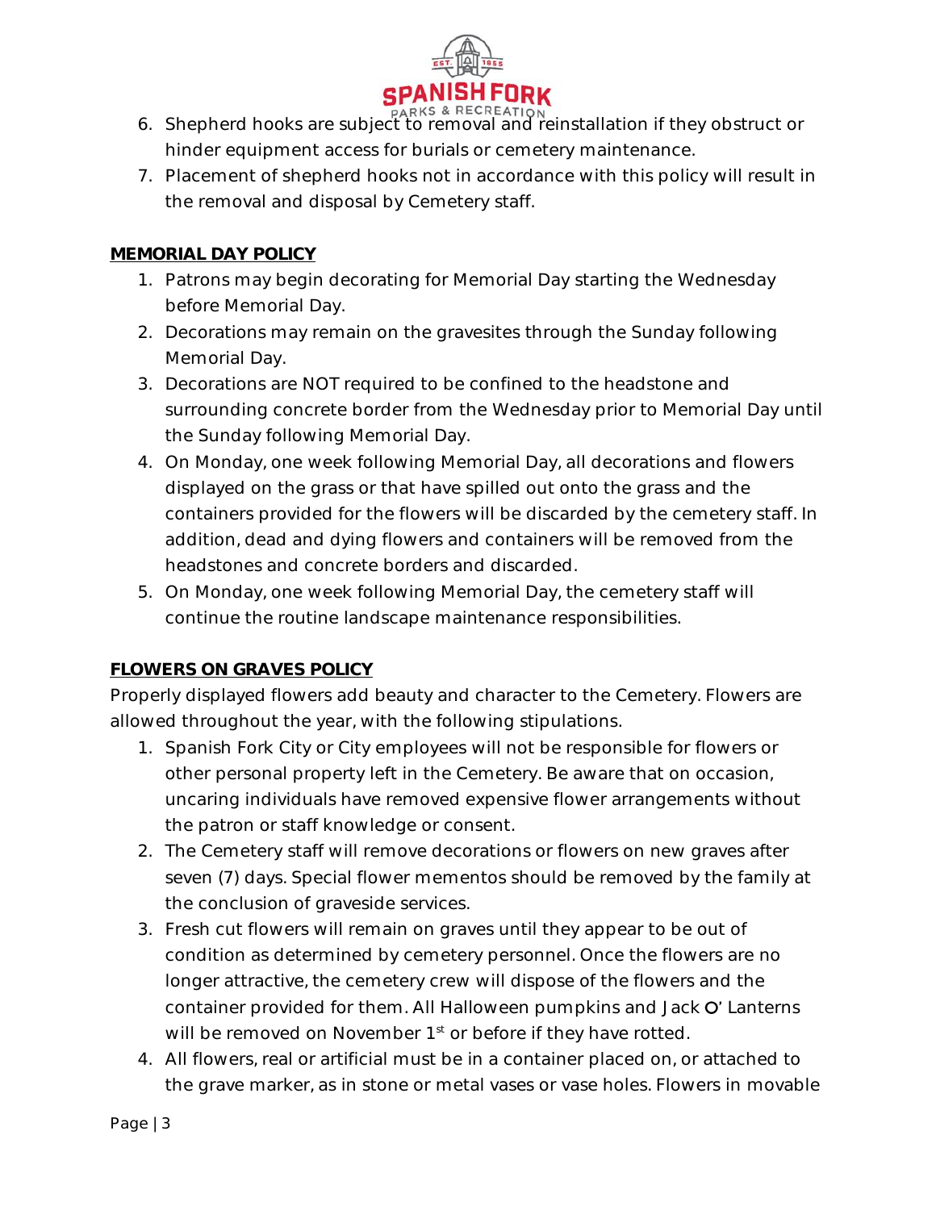6. Shepherd hooks are subject to removal and reinstallation if they obstruct or hinder equipment access for burials or cemetery maintenance.
7. Placement of shepherd hooks not in accordance with this policy will result in the removal and disposal by Cemetery staff.

**MEMORIAL DAY POLICY**

1. Patrons may begin decorating for Memorial Day starting the Wednesday before Memorial Day.
2. Decorations may remain on the gravesites through the Sunday following Memorial Day.
3. Decorations are NOT required to be confined to the headstone and surrounding concrete border from the Wednesday prior to Memorial Day until the Sunday following Memorial Day.
4. On Monday, one week following Memorial Day, all decorations and flowers displayed on the grass or that have spilled out onto the grass and the containers provided for the flowers will be discarded by the cemetery staff. In addition, dead and dying flowers and containers will be removed from the headstones and concrete borders and discarded.
5. On Monday, one week following Memorial Day, the cemetery staff will continue the routine landscape maintenance responsibilities.

**FLOWERS ON GRAVES POLICY**

Properly displayed flowers add beauty and character to the Cemetery. Flowers are allowed throughout the year, with the following stipulations.

1. Spanish Fork City or City employees will not be responsible for flowers or other personal property left in the Cemetery. Be aware that on occasion, uncaring individuals have removed expensive flower arrangements without the patron or staff knowledge or consent.
2. The Cemetery staff will remove decorations or flowers on new graves after seven (7) days. Special flower mementos should be removed by the family at the conclusion of graveside services.
3. Fresh cut flowers will remain on graves until they appear to be out of condition as determined by cemetery personnel. Once the flowers are no longer attractive, the cemetery crew will dispose of the flowers and the container provided for them. All Halloween pumpkins and Jack O' Lanterns will be removed on November 1st or before if they have rotted.
4. All flowers, real or artificial must be in a container placed on, or attached to the grave marker, as in stone or metal vases or vase holes. Flowers in movable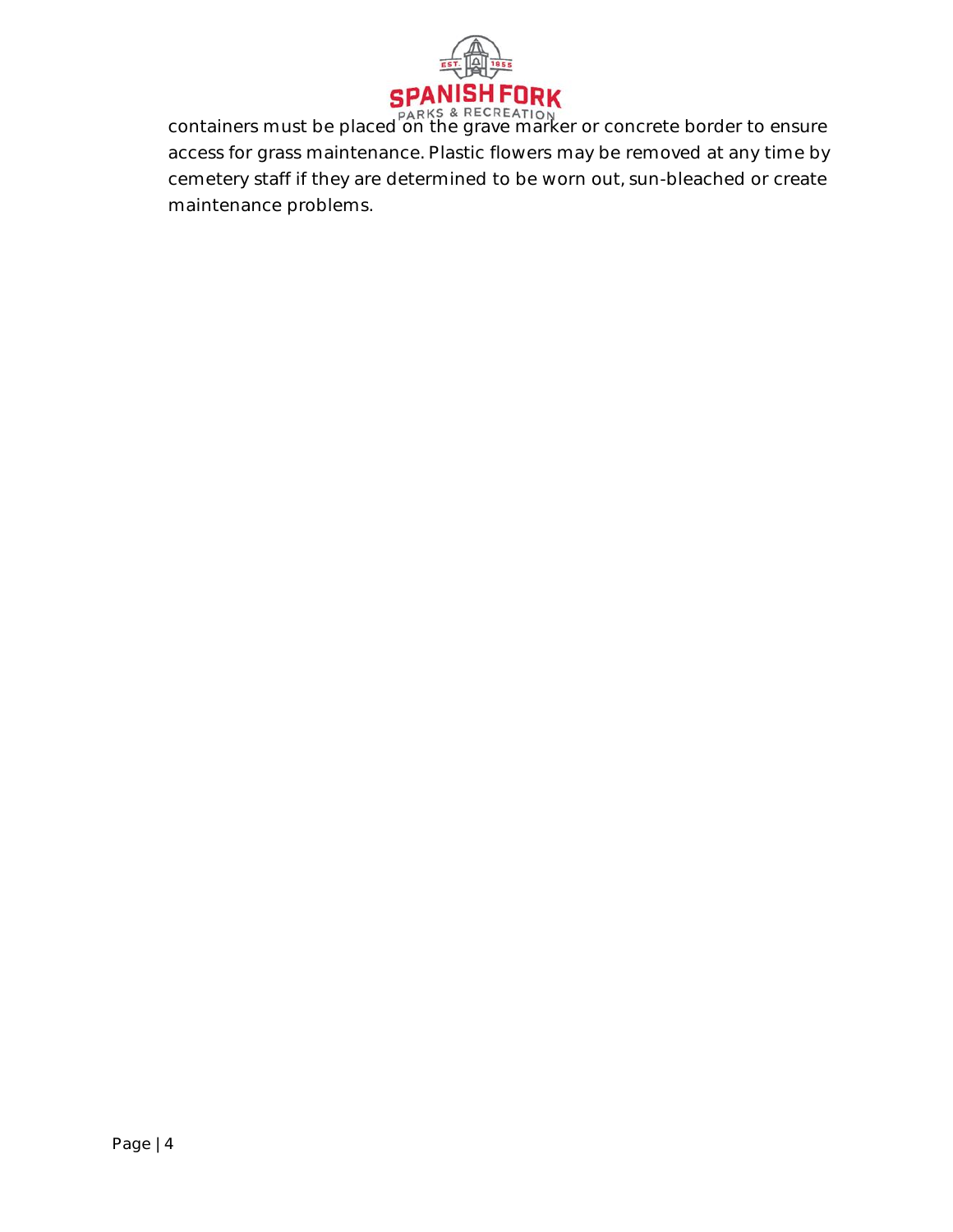containers must be placed on the grave marker or concrete border to ensure access for grass maintenance. Plastic flowers may be removed at any time by cemetery staff if they are determined to be worn out, sun-bleached or create maintenance problems.